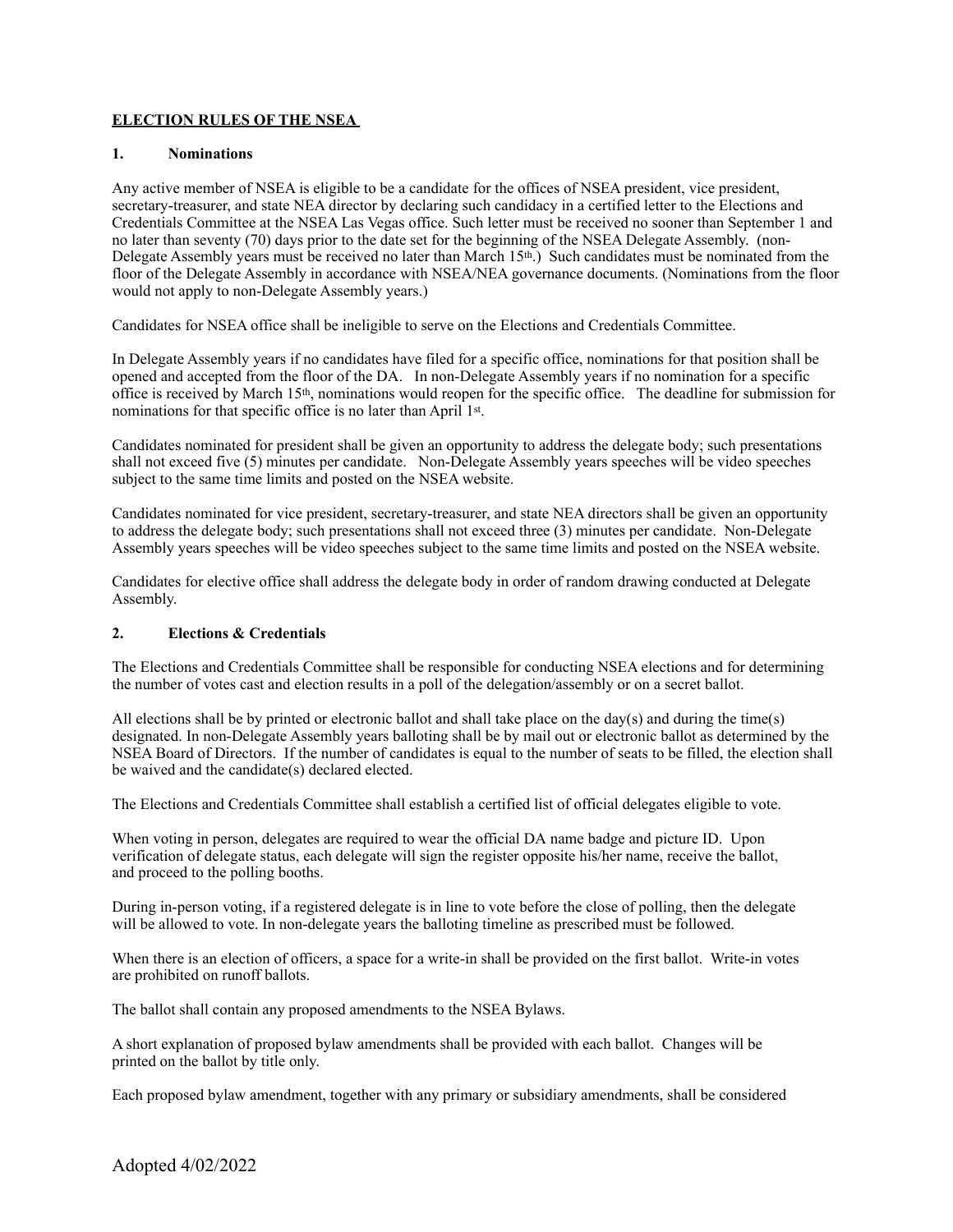**ELECTION RULES OF THE NSEA**

## 1. Nominations

Any active member of NSEA is eligible to be a candidate for the offices of NSEA president, vice president, secretary-treasurer, and state NEA director by declaring such candidacy in a certified letter to the Elections and Credentials Committee at the NSEA Las Vegas office. Such letter must be received no sooner than September 1 and no later than seventy (70) days prior to the date set for the beginning of the NSEA Delegate Assembly. (non-Delegate Assembly years must be received no later than March 15th.) Such candidates must be nominated from the floor of the Delegate Assembly in accordance with NSEA/NEA governance documents. (Nominations from the floor would not apply to non-Delegate Assembly years.)

Candidates for NSEA office shall be ineligible to serve on the Elections and Credentials Committee.

In Delegate Assembly years if no candidates have filed for a specific office, nominations for that position shall be opened and accepted from the floor of the DA. In non-Delegate Assembly years if no nomination for a specific office is received by March 15th, nominations would reopen for the specific office. The deadline for submission for nominations for that specific office is no later than April 1st.

Candidates nominated for president shall be given an opportunity to address the delegate body; such presentations shall not exceed five (5) minutes per candidate. Non-Delegate Assembly years speeches will be video speeches subject to the same time limits and posted on the NSEA website.

Candidates nominated for vice president, secretary-treasurer, and state NEA directors shall be given an opportunity to address the delegate body; such presentations shall not exceed three (3) minutes per candidate. Non-Delegate Assembly years speeches will be video speeches subject to the same time limits and posted on the NSEA website.

Candidates for elective office shall address the delegate body in order of random drawing conducted at Delegate Assembly.

## 2. Elections & Credentials

The Elections and Credentials Committee shall be responsible for conducting NSEA elections and for determining the number of votes cast and election results in a poll of the delegation/assembly or on a secret ballot.

All elections shall be by printed or electronic ballot and shall take place on the day(s) and during the time(s) designated. In non-Delegate Assembly years balloting shall be by mail out or electronic ballot as determined by the NSEA Board of Directors. If the number of candidates is equal to the number of seats to be filled, the election shall be waived and the candidate(s) declared elected.

The Elections and Credentials Committee shall establish a certified list of official delegates eligible to vote.

When voting in person, delegates are required to wear the official DA name badge and picture ID. Upon verification of delegate status, each delegate will sign the register opposite his/her name, receive the ballot, and proceed to the polling booths.

During in-person voting, if a registered delegate is in line to vote before the close of polling, then the delegate will be allowed to vote. In non-delegate years the balloting timeline as prescribed must be followed.

When there is an election of officers, a space for a write-in shall be provided on the first ballot. Write-in votes are prohibited on runoff ballots.

The ballot shall contain any proposed amendments to the NSEA Bylaws.

A short explanation of proposed bylaw amendments shall be provided with each ballot. Changes will be printed on the ballot by title only.

Each proposed bylaw amendment, together with any primary or subsidiary amendments, shall be considered

Adopted 4/02/2022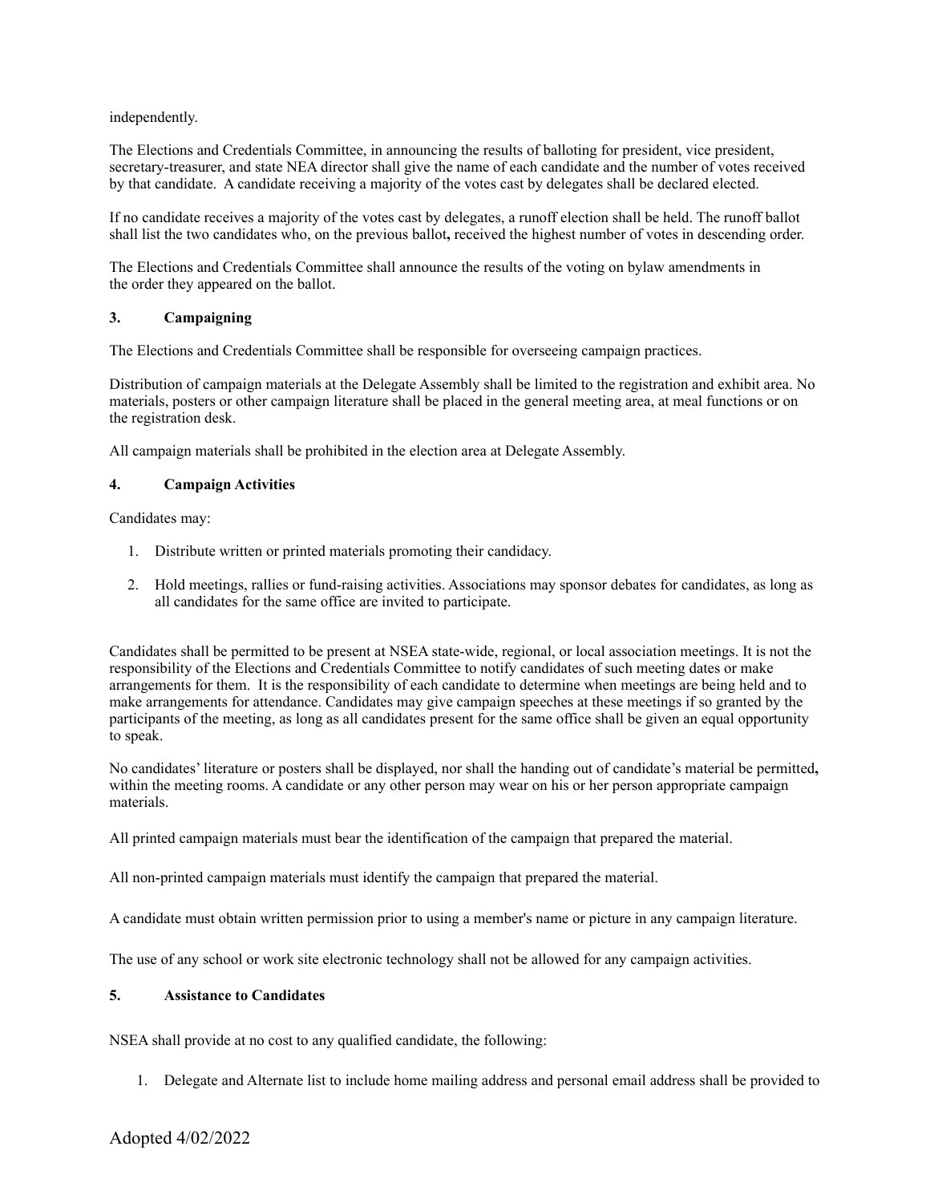independently.

The Elections and Credentials Committee, in announcing the results of balloting for president, vice president, secretary-treasurer, and state NEA director shall give the name of each candidate and the number of votes received by that candidate. A candidate receiving a majority of the votes cast by delegates shall be declared elected.

If no candidate receives a majority of the votes cast by delegates, a runoff election shall be held. The runoff ballot shall list the two candidates who, on the previous ballot**,** received the highest number of votes in descending order.

The Elections and Credentials Committee shall announce the results of the voting on bylaw amendments in the order they appeared on the ballot.

### 3. Campaigning

The Elections and Credentials Committee shall be responsible for overseeing campaign practices.

Distribution of campaign materials at the Delegate Assembly shall be limited to the registration and exhibit area. No materials, posters or other campaign literature shall be placed in the general meeting area, at meal functions or on the registration desk.

All campaign materials shall be prohibited in the election area at Delegate Assembly.

### 4. Campaign Activities

Candidates may:

1. Distribute written or printed materials promoting their candidacy.
2. Hold meetings, rallies or fund-raising activities. Associations may sponsor debates for candidates, as long as all candidates for the same office are invited to participate.

Candidates shall be permitted to be present at NSEA state-wide, regional, or local association meetings. It is not the responsibility of the Elections and Credentials Committee to notify candidates of such meeting dates or make arrangements for them. It is the responsibility of each candidate to determine when meetings are being held and to make arrangements for attendance. Candidates may give campaign speeches at these meetings if so granted by the participants of the meeting, as long as all candidates present for the same office shall be given an equal opportunity to speak.

No candidates' literature or posters shall be displayed, nor shall the handing out of candidate's material be permitted**,** within the meeting rooms. A candidate or any other person may wear on his or her person appropriate campaign materials.

All printed campaign materials must bear the identification of the campaign that prepared the material.

All non-printed campaign materials must identify the campaign that prepared the material.

A candidate must obtain written permission prior to using a member's name or picture in any campaign literature.

The use of any school or work site electronic technology shall not be allowed for any campaign activities.

### 5. Assistance to Candidates

NSEA shall provide at no cost to any qualified candidate, the following:

1. Delegate and Alternate list to include home mailing address and personal email address shall be provided to

Adopted 4/02/2022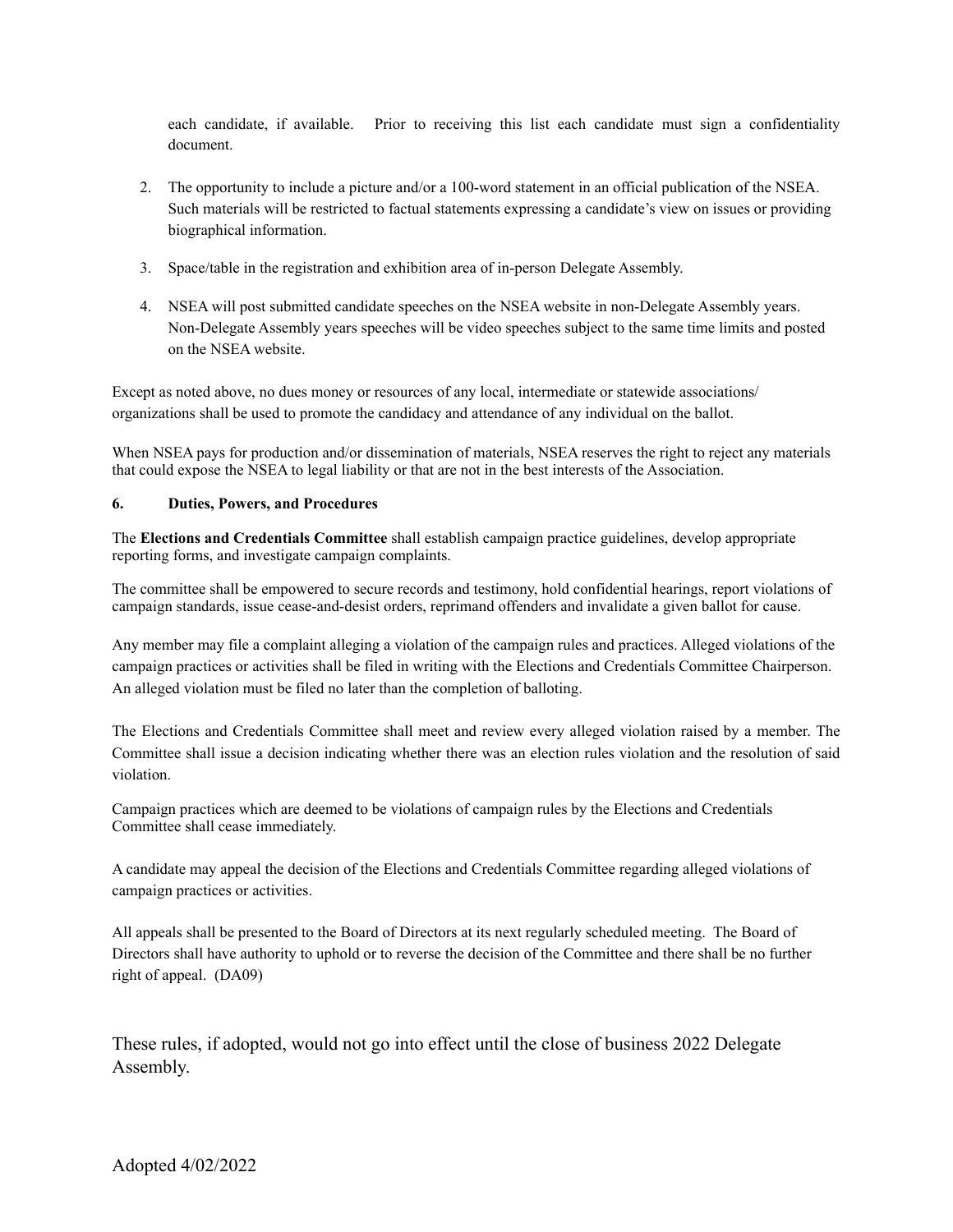each candidate, if available. Prior to receiving this list each candidate must sign a confidentiality document.

2. The opportunity to include a picture and/or a 100-word statement in an official publication of the NSEA. Such materials will be restricted to factual statements expressing a candidate's view on issues or providing biographical information.

3. Space/table in the registration and exhibition area of in-person Delegate Assembly.

4. NSEA will post submitted candidate speeches on the NSEA website in non-Delegate Assembly years. Non-Delegate Assembly years speeches will be video speeches subject to the same time limits and posted on the NSEA website.

Except as noted above, no dues money or resources of any local, intermediate or statewide associations/ organizations shall be used to promote the candidacy and attendance of any individual on the ballot.

When NSEA pays for production and/or dissemination of materials, NSEA reserves the right to reject any materials that could expose the NSEA to legal liability or that are not in the best interests of the Association.

**6. Duties, Powers, and Procedures**

The **Elections and Credentials Committee** shall establish campaign practice guidelines, develop appropriate reporting forms, and investigate campaign complaints.

The committee shall be empowered to secure records and testimony, hold confidential hearings, report violations of campaign standards, issue cease-and-desist orders, reprimand offenders and invalidate a given ballot for cause.

Any member may file a complaint alleging a violation of the campaign rules and practices. Alleged violations of the campaign practices or activities shall be filed in writing with the Elections and Credentials Committee Chairperson. An alleged violation must be filed no later than the completion of balloting.

The Elections and Credentials Committee shall meet and review every alleged violation raised by a member. The Committee shall issue a decision indicating whether there was an election rules violation and the resolution of said violation.

Campaign practices which are deemed to be violations of campaign rules by the Elections and Credentials Committee shall cease immediately.

A candidate may appeal the decision of the Elections and Credentials Committee regarding alleged violations of campaign practices or activities.

All appeals shall be presented to the Board of Directors at its next regularly scheduled meeting. The Board of Directors shall have authority to uphold or to reverse the decision of the Committee and there shall be no further right of appeal. (DA09)

These rules, if adopted, would not go into effect until the close of business 2022 Delegate Assembly.

Adopted 4/02/2022